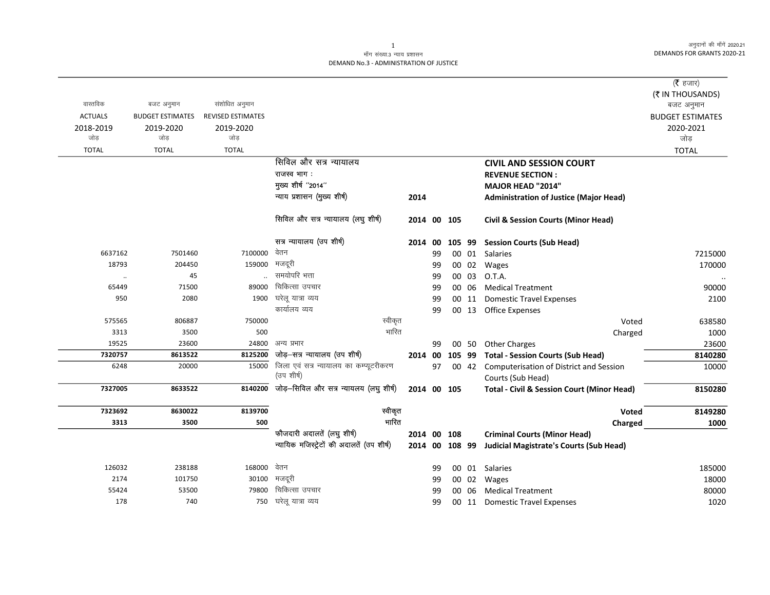माँग संख्या.3 न्याय प्रशासन
DEMAND No.3 - ADMINISTRATION OF JUSTICE

अनुदानों की माँगें 2020.21
DEMANDS FOR GRANTS 2020-21

(₹ हजार)
(₹ IN THOUSANDS)

| वास्तविक ACTUALS 2018-2019 जोड़ TOTAL | बजट अनुमान BUDGET ESTIMATES 2019-2020 जोड़ TOTAL | संशोधित अनुमान REVISED ESTIMATES 2019-2020 जोड़ TOTAL | | | | | | | | बजट अनुमान BUDGET ESTIMATES 2020-2021 जोड़ TOTAL |
|---|---|---|---|---|---|---|---|---|---|---|
| | | | सिविल और सत्र न्यायालय | | | | | | **CIVIL AND SESSION COURT** | |
| | | | राजस्व भाग : | | | | | | **REVENUE SECTION :** | |
| | | | मुख्य शीर्ष ''2014'' | | | | | | **MAJOR HEAD "2014"** | |
| | | | न्याय प्रशासन (मुख्य शीर्ष) | 2014 | | | | | **Administration of Justice (Major Head)** | |
| | | | सिविल और सत्र न्यायालय (लघु शीर्ष) | 2014 | 00 | 105 | | | **Civil & Session Courts (Minor Head)** | |
| | | | सत्र न्यायालय (उप शीर्ष) | 2014 | 00 | 105 | 99 | | **Session Courts (Sub Head)** | |
| 6637162 | 7501460 | 7100000 | वेतन | | 99 | | 00 | 01 | Salaries | 7215000 |
| 18793 | 204450 | 159000 | मजदूरी | | 99 | | 00 | 02 | Wages | 170000 |
| .. | 45 | .. | समयोपरि भत्ता | | 99 | | 00 | 03 | O.T.A. | .. |
| 65449 | 71500 | 89000 | चिकित्सा उपचार | | 99 | | 00 | 06 | Medical Treatment | 90000 |
| 950 | 2080 | 1900 | घरेलू यात्रा व्यय | | 99 | | 00 | 11 | Domestic Travel Expenses | 2100 |
| | | | कार्यालय व्यय | | 99 | | 00 | 13 | Office Expenses | |
| 575565 | 806887 | 750000 | स्वीकृत | | | | | | Voted | 638580 |
| 3313 | 3500 | 500 | भारित | | | | | | Charged | 1000 |
| 19525 | 23600 | 24800 | अन्य प्रभार | | 99 | | 00 | 50 | Other Charges | 23600 |
| **7320757** | **8613522** | **8125200** | जोड़–सत्र न्यायालय (उप शीर्ष) | **2014** | **00** | **105** | **99** | | **Total - Session Courts (Sub Head)** | **8140280** |
| 6248 | 20000 | 15000 | जिला एवं सत्र न्यायालय का कम्प्यूटरीकरण (उप शीर्ष) | | 97 | | 00 | 42 | Computerisation of District and Session Courts (Sub Head) | 10000 |
| **7327005** | **8633522** | **8140200** | जोड़–सिविल और सत्र न्यायलय (लघु शीर्ष) | **2014** | **00** | **105** | | | **Total - Civil & Session Court (Minor Head)** | **8150280** |
| **7323692** | **8630022** | **8139700** | स्वीकृत | | | | | | **Voted** | **8149280** |
| **3313** | **3500** | **500** | भारित | | | | | | **Charged** | **1000** |
| | | | फौजदारी अदालतें (लघु शीर्ष) | 2014 | 00 | 108 | | | **Criminal Courts (Minor Head)** | |
| | | | न्यायिक मजिस्ट्रेटों की अदालतें (उप शीर्ष) | 2014 | 00 | 108 | 99 | | **Judicial Magistrate's Courts (Sub Head)** | |
| 126032 | 238188 | 168000 | वेतन | | 99 | | 00 | 01 | Salaries | 185000 |
| 2174 | 101750 | 30100 | मजदूरी | | 99 | | 00 | 02 | Wages | 18000 |
| 55424 | 53500 | 79800 | चिकित्सा उपचार | | 99 | | 00 | 06 | Medical Treatment | 80000 |
| 178 | 740 | 750 | घरेलू यात्रा व्यय | | 99 | | 00 | 11 | Domestic Travel Expenses | 1020 |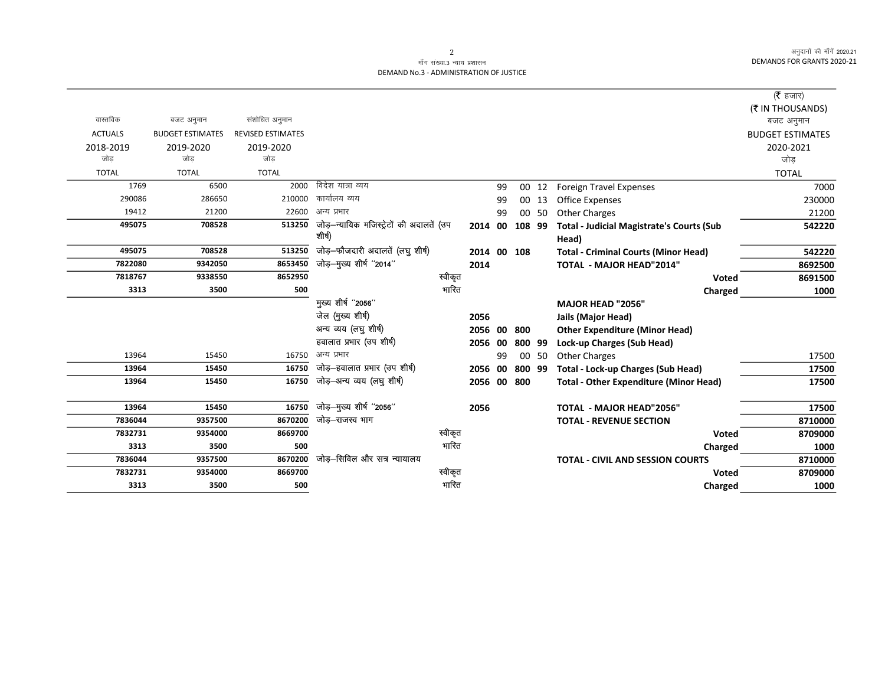मॉंग संख्या.3 न्याय प्रशासन
DEMAND No.3 - ADMINISTRATION OF JUSTICE

| वास्तविक ACTUALS 2018-2019 जोड़ TOTAL | बजट अनुमान BUDGET ESTIMATES 2019-2020 जोड़ TOTAL | संशोधित अनुमान REVISED ESTIMATES 2019-2020 जोड़ TOTAL | | | | | | | (₹ हजार) (₹ IN THOUSANDS) बजट अनुमान BUDGET ESTIMATES 2020-2021 जोड़ TOTAL |
|---|---|---|---|---|---|---|---|---|---|
| 1769 | 6500 | 2000 | विदेश यात्रा व्यय | | 99 | 00 | 12 | Foreign Travel Expenses | 7000 |
| 290086 | 286650 | 210000 | कार्यालय व्यय | | 99 | 00 | 13 | Office Expenses | 230000 |
| 19412 | 21200 | 22600 | अन्य प्रभार | | 99 | 00 | 50 | Other Charges | 21200 |
| **495075** | **708528** | **513250** | जोड़–न्यायिक मजिस्ट्रेटों की अदालतें (उप शीर्ष) | **2014** | **00** | **108** | **99** | **Total - Judicial Magistrate's Courts (Sub Head)** | **542220** |
| **495075** | **708528** | **513250** | जोड़–फौजदारी अदालतें (लघु शीर्ष) | **2014** | **00** | **108** | | **Total - Criminal Courts (Minor Head)** | **542220** |
| **7822080** | **9342050** | **8653450** | जोड़–मुख्य शीर्ष "2014" | **2014** | | | | **TOTAL - MAJOR HEAD"2014"** | **8692500** |
| **7818767** | **9338550** | **8652950** | स्वीकृत | | | | | **Voted** | **8691500** |
| **3313** | **3500** | **500** | भारित | | | | | **Charged** | **1000** |
| | | | मुख्य शीर्ष "2056" | | | | | **MAJOR HEAD "2056"** | |
| | | | जेल (मुख्य शीर्ष) | **2056** | | | | **Jails (Major Head)** | |
| | | | अन्य व्यय (लघु शीर्ष) | **2056** | **00** | **800** | | **Other Expenditure (Minor Head)** | |
| | | | हवालात प्रभार (उप शीर्ष) | **2056** | **00** | **800** | **99** | **Lock-up Charges (Sub Head)** | |
| 13964 | 15450 | 16750 | अन्य प्रभार | | 99 | 00 | 50 | Other Charges | 17500 |
| **13964** | **15450** | **16750** | जोड़–हवालात प्रभार (उप शीर्ष) | **2056** | **00** | **800** | **99** | **Total - Lock-up Charges (Sub Head)** | **17500** |
| **13964** | **15450** | **16750** | जोड़–अन्य व्यय (लघु शीर्ष) | **2056** | **00** | **800** | | **Total - Other Expenditure (Minor Head)** | **17500** |
| **13964** | **15450** | **16750** | जोड़–मुख्य शीर्ष "2056" | **2056** | | | | **TOTAL - MAJOR HEAD"2056"** | **17500** |
| **7836044** | **9357500** | **8670200** | जोड़–राजस्व भाग | | | | | **TOTAL - REVENUE SECTION** | **8710000** |
| **7832731** | **9354000** | **8669700** | स्वीकृत | | | | | **Voted** | **8709000** |
| **3313** | **3500** | **500** | भारित | | | | | **Charged** | **1000** |
| **7836044** | **9357500** | **8670200** | जोड़–सिविल और सत्र न्यायालय | | | | | **TOTAL - CIVIL AND SESSION COURTS** | **8710000** |
| **7832731** | **9354000** | **8669700** | स्वीकृत | | | | | **Voted** | **8709000** |
| **3313** | **3500** | **500** | भारित | | | | | **Charged** | **1000** |